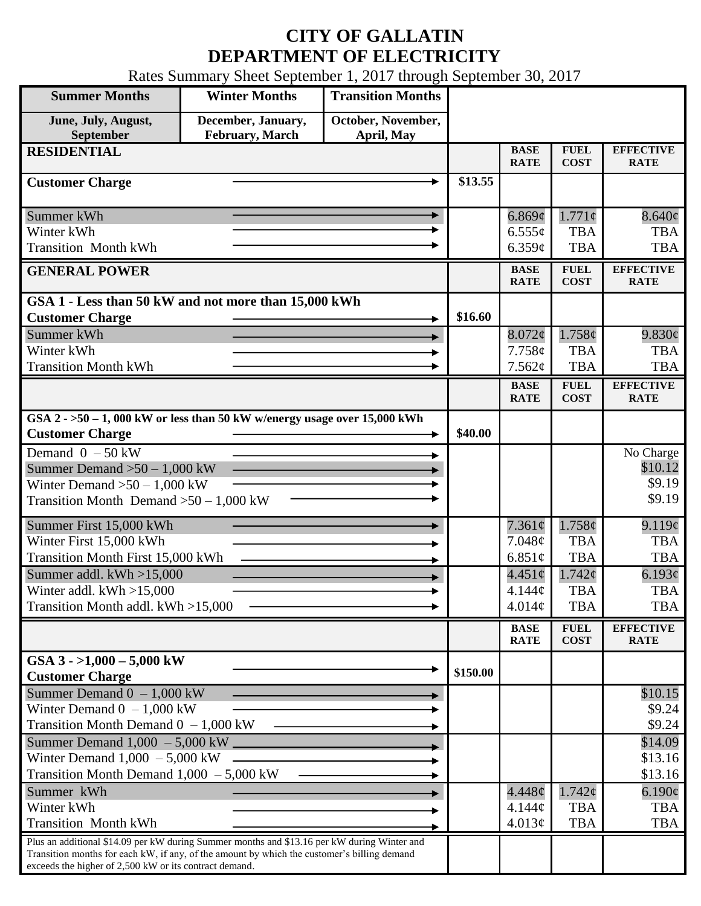# CITY OF GALLATIN
# DEPARTMENT OF ELECTRICITY

Rates Summary Sheet September 1, 2017 through September 30, 2017

| Summer Months | Winter Months | Transition Months |
|---|---|---|
| June, July, August, September | December, January, February, March | October, November, April, May |

| RESIDENTIAL | | BASE RATE | FUEL COST | EFFECTIVE RATE |
|---|---|---|---|---|
| Customer Charge | $13.55 | | | |
| Summer kWh | | 6.869¢ | 1.771¢ | 8.640¢ |
| Winter kWh | | 6.555¢ | TBA | TBA |
| Transition Month kWh | | 6.359¢ | TBA | TBA |

| GENERAL POWER | | BASE RATE | FUEL COST | EFFECTIVE RATE |
|---|---|---|---|---|
| **GSA 1 - Less than 50 kW and not more than 15,000 kWh** | | | | |
| Customer Charge | $16.60 | | | |
| Summer kWh | | 8.072¢ | 1.758¢ | 9.830¢ |
| Winter kWh | | 7.758¢ | TBA | TBA |
| Transition Month kWh | | 7.562¢ | TBA | TBA |

| | | BASE RATE | FUEL COST | EFFECTIVE RATE |
|---|---|---|---|---|
| **GSA 2 - >50 – 1, 000 kW or less than 50 kW w/energy usage over 15,000 kWh** | | | | |
| Customer Charge | $40.00 | | | |
| Demand 0 – 50 kW | | | | No Charge |
| Summer Demand >50 – 1,000 kW | | | | $10.12 |
| Winter Demand >50 – 1,000 kW | | | | $9.19 |
| Transition Month Demand >50 – 1,000 kW | | | | $9.19 |
| Summer First 15,000 kWh | | 7.361¢ | 1.758¢ | 9.119¢ |
| Winter First 15,000 kWh | | 7.048¢ | TBA | TBA |
| Transition Month First 15,000 kWh | | 6.851¢ | TBA | TBA |
| Summer addl. kWh >15,000 | | 4.451¢ | 1.742¢ | 6.193¢ |
| Winter addl. kWh >15,000 | | 4.144¢ | TBA | TBA |
| Transition Month addl. kWh >15,000 | | 4.014¢ | TBA | TBA |

| | | BASE RATE | FUEL COST | EFFECTIVE RATE |
|---|---|---|---|---|
| **GSA 3 - >1,000 – 5,000 kW** | | | | |
| Customer Charge | $150.00 | | | |
| Summer Demand 0 – 1,000 kW | | | | $10.15 |
| Winter Demand 0 – 1,000 kW | | | | $9.24 |
| Transition Month Demand 0 – 1,000 kW | | | | $9.24 |
| Summer Demand 1,000 – 5,000 kW | | | | $14.09 |
| Winter Demand 1,000 – 5,000 kW | | | | $13.16 |
| Transition Month Demand 1,000 – 5,000 kW | | | | $13.16 |
| Summer kWh | | 4.448¢ | 1.742¢ | 6.190¢ |
| Winter kWh | | 4.144¢ | TBA | TBA |
| Transition Month kWh | | 4.013¢ | TBA | TBA |
| Plus an additional $14.09 per kW during Summer months and $13.16 per kW during Winter and Transition months for each kW, if any, of the amount by which the customer's billing demand exceeds the higher of 2,500 kW or its contract demand. | | | | |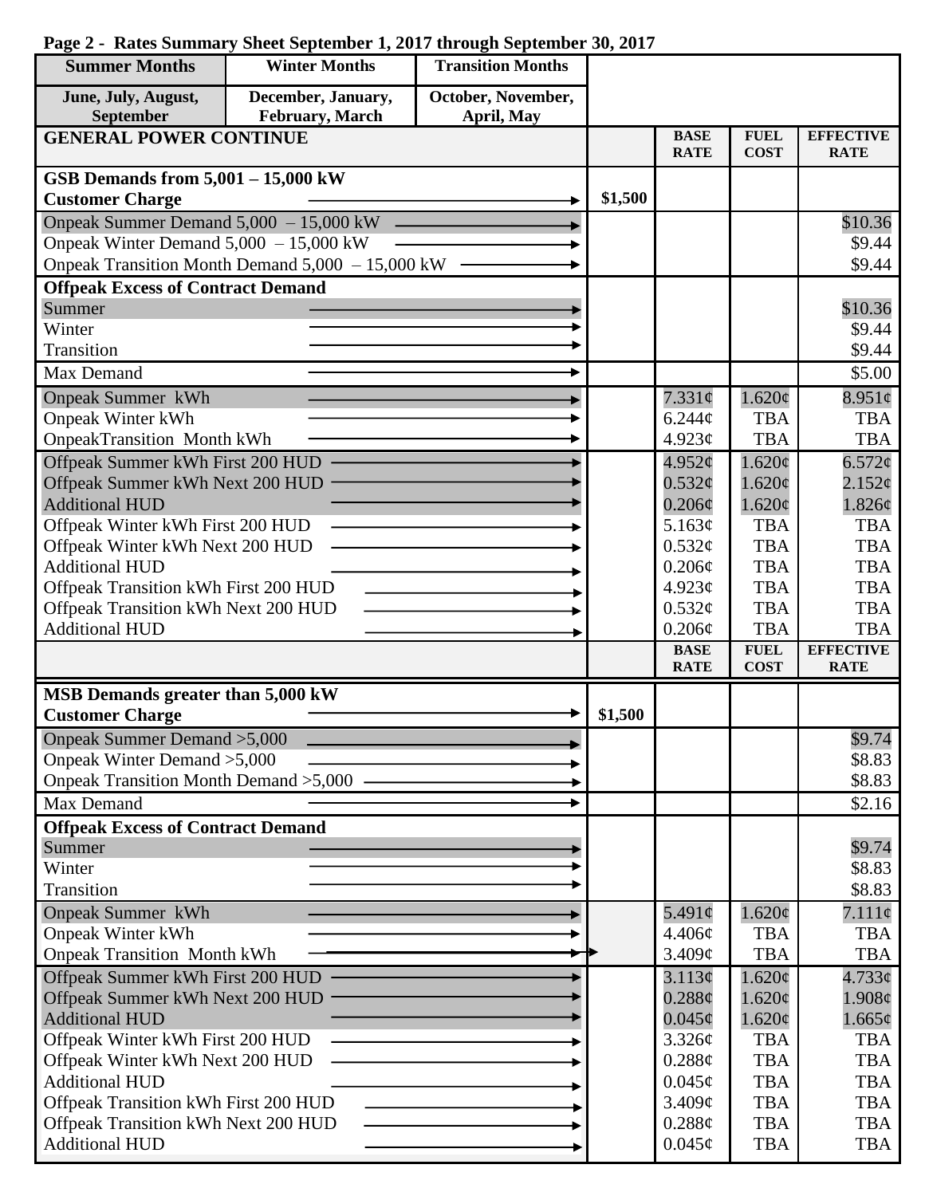**Page 2 - Rates Summary Sheet September 1, 2017 through September 30, 2017**

| Summer Months | Winter Months | Transition Months |
|---|---|---|
| June, July, August, September | December, January, February, March | October, November, April, May |

| GENERAL POWER CONTINUE | | BASE RATE | FUEL COST | EFFECTIVE RATE |
|---|---|---|---|---|
| **GSB Demands from 5,001 – 15,000 kW** | | | | |
| **Customer Charge** | $1,500 | | | |
| Onpeak Summer Demand 5,000 – 15,000 kW | | | | $10.36 |
| Onpeak Winter Demand 5,000 – 15,000 kW | | | | $9.44 |
| Onpeak Transition Month Demand 5,000 – 15,000 kW | | | | $9.44 |
| **Offpeak Excess of Contract Demand** | | | | |
| Summer | | | | $10.36 |
| Winter | | | | $9.44 |
| Transition | | | | $9.44 |
| Max Demand | | | | $5.00 |
| Onpeak Summer kWh | | 7.331¢ | 1.620¢ | 8.951¢ |
| Onpeak Winter kWh | | 6.244¢ | TBA | TBA |
| OnpeakTransition Month kWh | | 4.923¢ | TBA | TBA |
| Offpeak Summer kWh First 200 HUD | | 4.952¢ | 1.620¢ | 6.572¢ |
| Offpeak Summer kWh Next 200 HUD | | 0.532¢ | 1.620¢ | 2.152¢ |
| Additional HUD | | 0.206¢ | 1.620¢ | 1.826¢ |
| Offpeak Winter kWh First 200 HUD | | 5.163¢ | TBA | TBA |
| Offpeak Winter kWh Next 200 HUD | | 0.532¢ | TBA | TBA |
| Additional HUD | | 0.206¢ | TBA | TBA |
| Offpeak Transition kWh First 200 HUD | | 4.923¢ | TBA | TBA |
| Offpeak Transition kWh Next 200 HUD | | 0.532¢ | TBA | TBA |
| Additional HUD | | 0.206¢ | TBA | TBA |

| | | BASE RATE | FUEL COST | EFFECTIVE RATE |
|---|---|---|---|---|
| **MSB Demands greater than 5,000 kW** | | | | |
| **Customer Charge** | $1,500 | | | |
| Onpeak Summer Demand >5,000 | | | | $9.74 |
| Onpeak Winter Demand >5,000 | | | | $8.83 |
| Onpeak Transition Month Demand >5,000 | | | | $8.83 |
| Max Demand | | | | $2.16 |
| **Offpeak Excess of Contract Demand** | | | | |
| Summer | | | | $9.74 |
| Winter | | | | $8.83 |
| Transition | | | | $8.83 |
| Onpeak Summer kWh | | 5.491¢ | 1.620¢ | 7.111¢ |
| Onpeak Winter kWh | | 4.406¢ | TBA | TBA |
| Onpeak Transition Month kWh | | 3.409¢ | TBA | TBA |
| Offpeak Summer kWh First 200 HUD | | 3.113¢ | 1.620¢ | 4.733¢ |
| Offpeak Summer kWh Next 200 HUD | | 0.288¢ | 1.620¢ | 1.908¢ |
| Additional HUD | | 0.045¢ | 1.620¢ | 1.665¢ |
| Offpeak Winter kWh First 200 HUD | | 3.326¢ | TBA | TBA |
| Offpeak Winter kWh Next 200 HUD | | 0.288¢ | TBA | TBA |
| Additional HUD | | 0.045¢ | TBA | TBA |
| Offpeak Transition kWh First 200 HUD | | 3.409¢ | TBA | TBA |
| Offpeak Transition kWh Next 200 HUD | | 0.288¢ | TBA | TBA |
| Additional HUD | | 0.045¢ | TBA | TBA |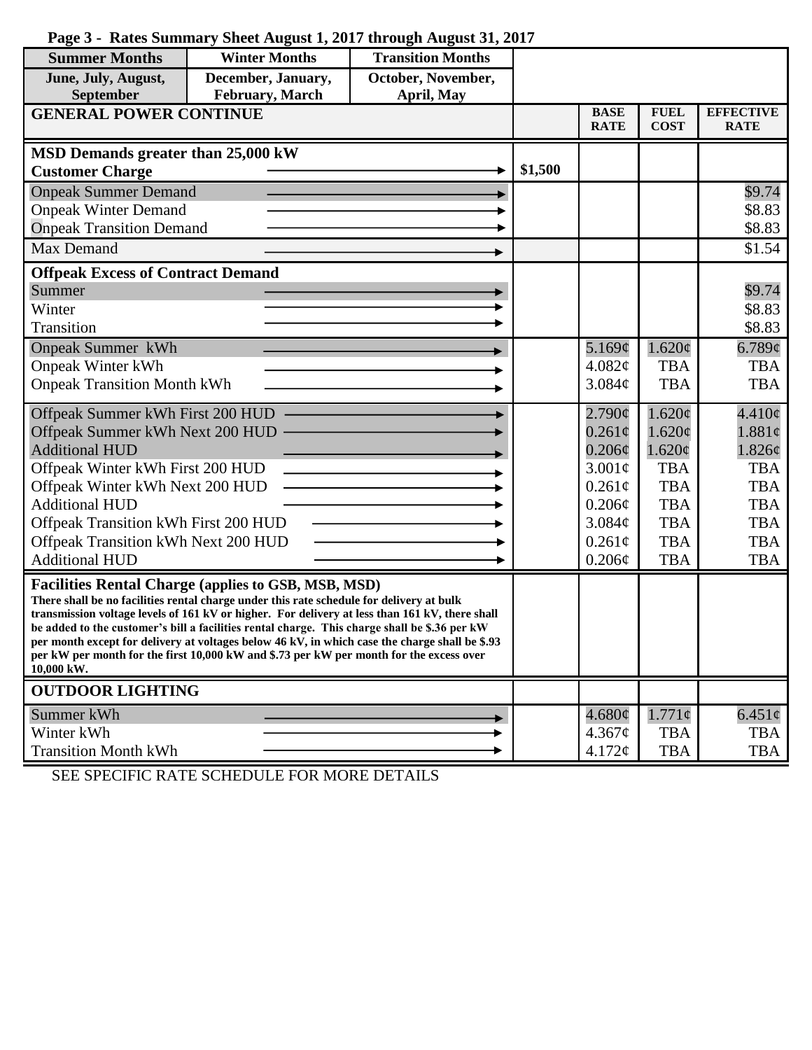**Page 3 - Rates Summary Sheet August 1, 2017 through August 31, 2017**

| Summer Months | Winter Months | Transition Months | | | | |
|---|---|---|---|---|---|---|
| June, July, August, September | December, January, February, March | October, November, April, May | | | | |
| **GENERAL POWER CONTINUE** | | | | **BASE RATE** | **FUEL COST** | **EFFECTIVE RATE** |
| **MSD Demands greater than 25,000 kW** | | | | | | |
| **Customer Charge** | | | $1,500 | | | |
| Onpeak Summer Demand | | | | | | $9.74 |
| Onpeak Winter Demand | | | | | | $8.83 |
| Onpeak Transition Demand | | | | | | $8.83 |
| Max Demand | | | | | | $1.54 |
| **Offpeak Excess of Contract Demand** | | | | | | |
| Summer | | | | | | $9.74 |
| Winter | | | | | | $8.83 |
| Transition | | | | | | $8.83 |
| Onpeak Summer kWh | | | | 5.169¢ | 1.620¢ | 6.789¢ |
| Onpeak Winter kWh | | | | 4.082¢ | TBA | TBA |
| Onpeak Transition Month kWh | | | | 3.084¢ | TBA | TBA |
| Offpeak Summer kWh First 200 HUD | | | | 2.790¢ | 1.620¢ | 4.410¢ |
| Offpeak Summer kWh Next 200 HUD | | | | 0.261¢ | 1.620¢ | 1.881¢ |
| Additional HUD | | | | 0.206¢ | 1.620¢ | 1.826¢ |
| Offpeak Winter kWh First 200 HUD | | | | 3.001¢ | TBA | TBA |
| Offpeak Winter kWh Next 200 HUD | | | | 0.261¢ | TBA | TBA |
| Additional HUD | | | | 0.206¢ | TBA | TBA |
| Offpeak Transition kWh First 200 HUD | | | | 3.084¢ | TBA | TBA |
| Offpeak Transition kWh Next 200 HUD | | | | 0.261¢ | TBA | TBA |
| Additional HUD | | | | 0.206¢ | TBA | TBA |
| **Facilities Rental Charge (applies to GSB, MSB, MSD)** There shall be no facilities rental charge under this rate schedule for delivery at bulk transmission voltage levels of 161 kV or higher. For delivery at less than 161 kV, there shall be added to the customer's bill a facilities rental charge. This charge shall be $.36 per kW per month except for delivery at voltages below 46 kV, in which case the charge shall be $.93 per kW per month for the first 10,000 kW and $.73 per kW per month for the excess over 10,000 kW. | | | | | | |
| **OUTDOOR LIGHTING** | | | | | | |
| Summer kWh | | | | 4.680¢ | 1.771¢ | 6.451¢ |
| Winter kWh | | | | 4.367¢ | TBA | TBA |
| Transition Month kWh | | | | 4.172¢ | TBA | TBA |

SEE SPECIFIC RATE SCHEDULE FOR MORE DETAILS